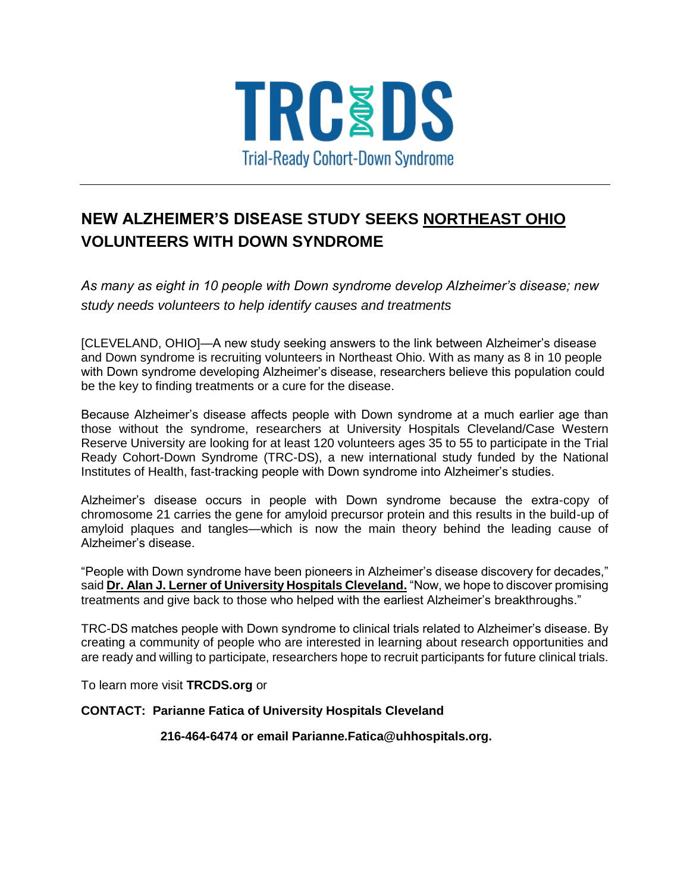TRC DS

Trial-Ready Cohort-Down Syndrome

---

## NEW ALZHEIMER'S DISEASE STUDY SEEKS NORTHEAST OHIO VOLUNTEERS WITH DOWN SYNDROME

*As many as eight in 10 people with Down syndrome develop Alzheimer's disease; new study needs volunteers to help identify causes and treatments*

[CLEVELAND, OHIO]—A new study seeking answers to the link between Alzheimer's disease and Down syndrome is recruiting volunteers in Northeast Ohio. With as many as 8 in 10 people with Down syndrome developing Alzheimer's disease, researchers believe this population could be the key to finding treatments or a cure for the disease.

Because Alzheimer's disease affects people with Down syndrome at a much earlier age than those without the syndrome, researchers at University Hospitals Cleveland/Case Western Reserve University are looking for at least 120 volunteers ages 35 to 55 to participate in the Trial Ready Cohort-Down Syndrome (TRC-DS), a new international study funded by the National Institutes of Health, fast-tracking people with Down syndrome into Alzheimer's studies.

Alzheimer's disease occurs in people with Down syndrome because the extra-copy of chromosome 21 carries the gene for amyloid precursor protein and this results in the build-up of amyloid plaques and tangles—which is now the main theory behind the leading cause of Alzheimer's disease.

"People with Down syndrome have been pioneers in Alzheimer's disease discovery for decades," said **Dr. Alan J. Lerner of University Hospitals Cleveland.** "Now, we hope to discover promising treatments and give back to those who helped with the earliest Alzheimer's breakthroughs."

TRC-DS matches people with Down syndrome to clinical trials related to Alzheimer's disease. By creating a community of people who are interested in learning about research opportunities and are ready and willing to participate, researchers hope to recruit participants for future clinical trials.

To learn more visit **TRCDS.org** or

**CONTACT: Parianne Fatica of University Hospitals Cleveland**

**216-464-6474 or email Parianne.Fatica@uhhospitals.org.**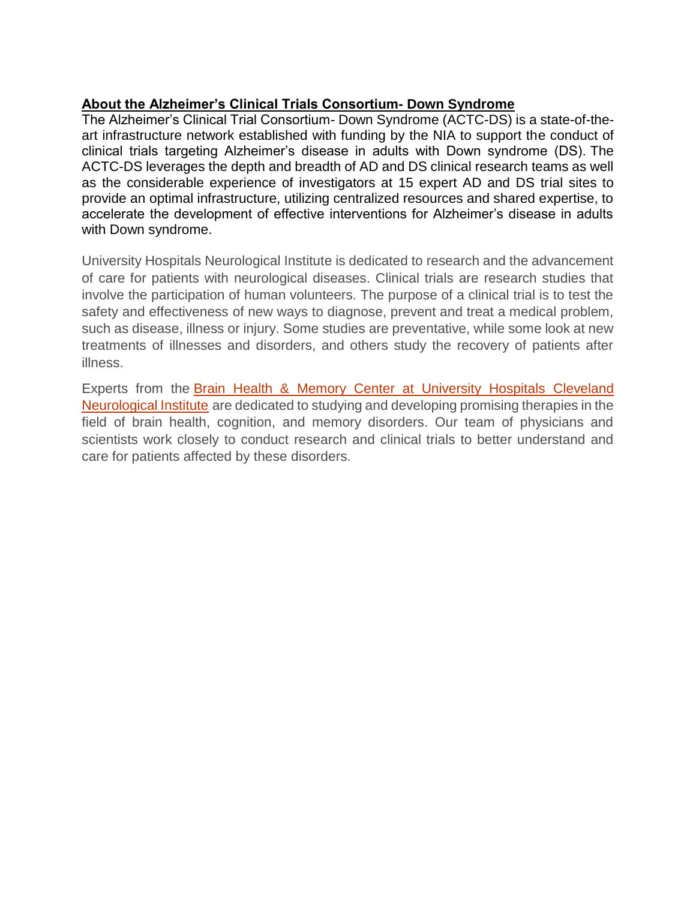**About the Alzheimer's Clinical Trials Consortium- Down Syndrome**

The Alzheimer's Clinical Trial Consortium- Down Syndrome (ACTC-DS) is a state-of-the-art infrastructure network established with funding by the NIA to support the conduct of clinical trials targeting Alzheimer's disease in adults with Down syndrome (DS). The ACTC-DS leverages the depth and breadth of AD and DS clinical research teams as well as the considerable experience of investigators at 15 expert AD and DS trial sites to provide an optimal infrastructure, utilizing centralized resources and shared expertise, to accelerate the development of effective interventions for Alzheimer's disease in adults with Down syndrome.

University Hospitals Neurological Institute is dedicated to research and the advancement of care for patients with neurological diseases. Clinical trials are research studies that involve the participation of human volunteers. The purpose of a clinical trial is to test the safety and effectiveness of new ways to diagnose, prevent and treat a medical problem, such as disease, illness or injury. Some studies are preventative, while some look at new treatments of illnesses and disorders, and others study the recovery of patients after illness.

Experts from the Brain Health & Memory Center at University Hospitals Cleveland Neurological Institute are dedicated to studying and developing promising therapies in the field of brain health, cognition, and memory disorders. Our team of physicians and scientists work closely to conduct research and clinical trials to better understand and care for patients affected by these disorders.